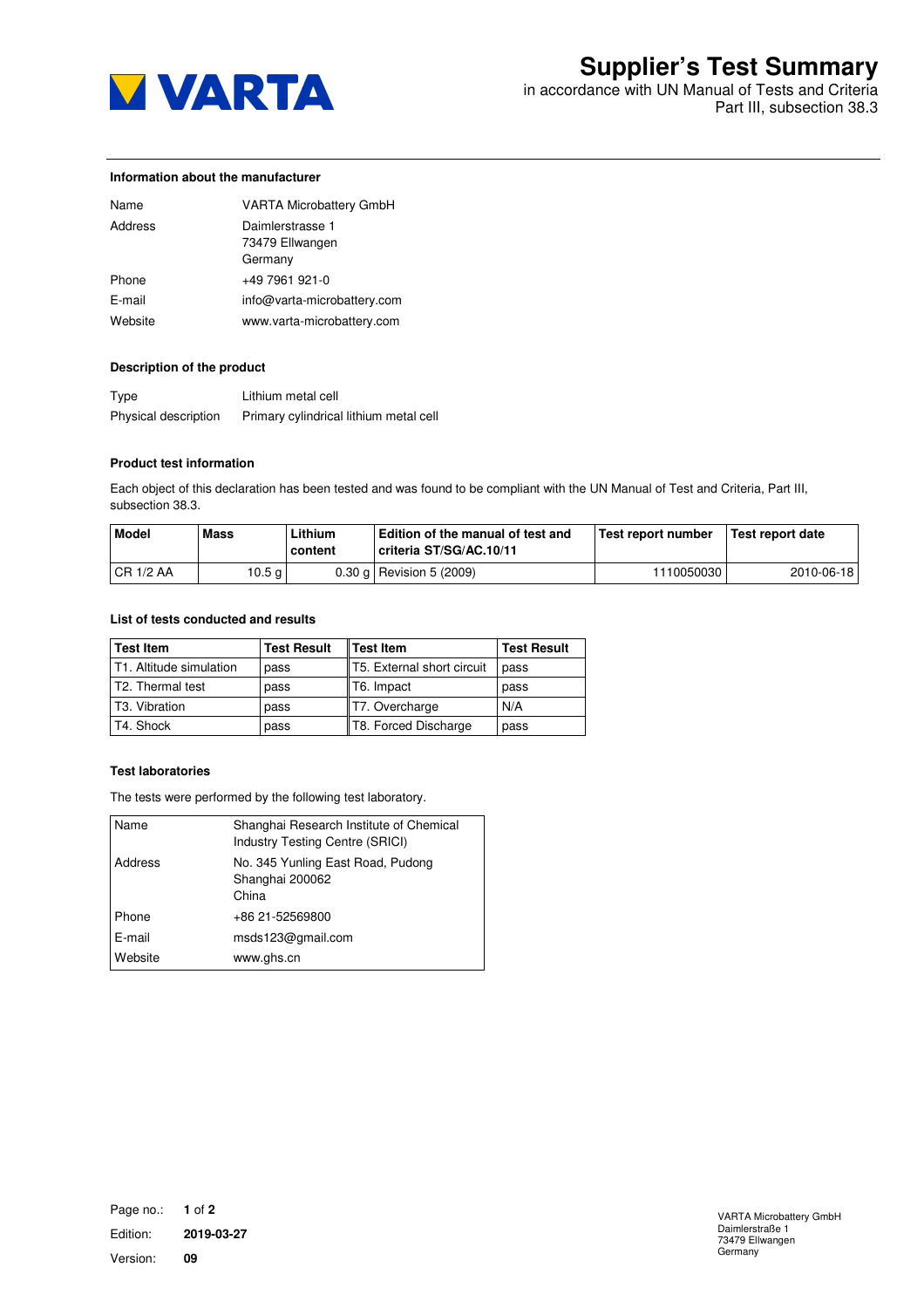VARTA

# Supplier's Test Summary

in accordance with UN Manual of Tests and Criteria
Part III, subsection 38.3

### Information about the manufacturer

| | |
|---|---|
| Name | VARTA Microbattery GmbH |
| Address | Daimlerstrasse 1<br>73479 Ellwangen<br>Germany |
| Phone | +49 7961 921-0 |
| E-mail | info@varta-microbattery.com |
| Website | www.varta-microbattery.com |

### Description of the product

| | |
|---|---|
| Type | Lithium metal cell |
| Physical description | Primary cylindrical lithium metal cell |

### Product test information

Each object of this declaration has been tested and was found to be compliant with the UN Manual of Test and Criteria, Part III, subsection 38.3.

| Model | Mass | Lithium content | Edition of the manual of test and criteria ST/SG/AC.10/11 | Test report number | Test report date |
|---|---|---|---|---|---|
| CR 1/2 AA | 10.5 g | 0.30 g | Revision 5 (2009) | 1110050030 | 2010-06-18 |

### List of tests conducted and results

| Test Item | Test Result | Test Item | Test Result |
|---|---|---|---|
| T1. Altitude simulation | pass | T5. External short circuit | pass |
| T2. Thermal test | pass | T6. Impact | pass |
| T3. Vibration | pass | T7. Overcharge | N/A |
| T4. Shock | pass | T8. Forced Discharge | pass |

### Test laboratories

The tests were performed by the following test laboratory.

| | |
|---|---|
| Name | Shanghai Research Institute of Chemical Industry Testing Centre (SRICI) |
| Address | No. 345 Yunling East Road, Pudong<br>Shanghai 200062<br>China |
| Phone | +86 21-52569800 |
| E-mail | msds123@gmail.com |
| Website | www.ghs.cn |

Edition: **2019-03-27**

Version: **09**

VARTA Microbattery GmbH
Daimlerstraße 1
73479 Ellwangen
Germany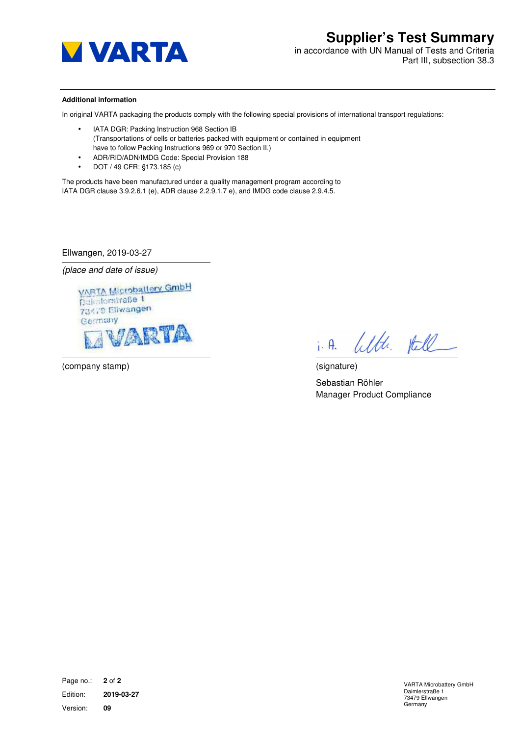**Additional information**

In original VARTA packaging the products comply with the following special provisions of international transport regulations:

- IATA DGR: Packing Instruction 968 Section IB
  (Transportations of cells or batteries packed with equipment or contained in equipment have to follow Packing Instructions 969 or 970 Section II.)
- ADR/RID/ADN/IMDG Code: Special Provision 188
- DOT / 49 CFR: §173.185 (c)

The products have been manufactured under a quality management program according to IATA DGR clause 3.9.2.6.1 (e), ADR clause 2.2.9.1.7 e), and IMDG code clause 2.9.4.5.

Ellwangen, 2019-03-27

*(place and date of issue)*

VARTA Microbattery GmbH
Daimlerstraße 1
73479 Ellwangen
Germany
VARTA

(company stamp)

i. A.

(signature)

Sebastian Röhler
Manager Product Compliance

Edition: **2019-03-27**
Version: **09**

VARTA Microbattery GmbH
Daimlerstraße 1
73479 Ellwangen
Germany